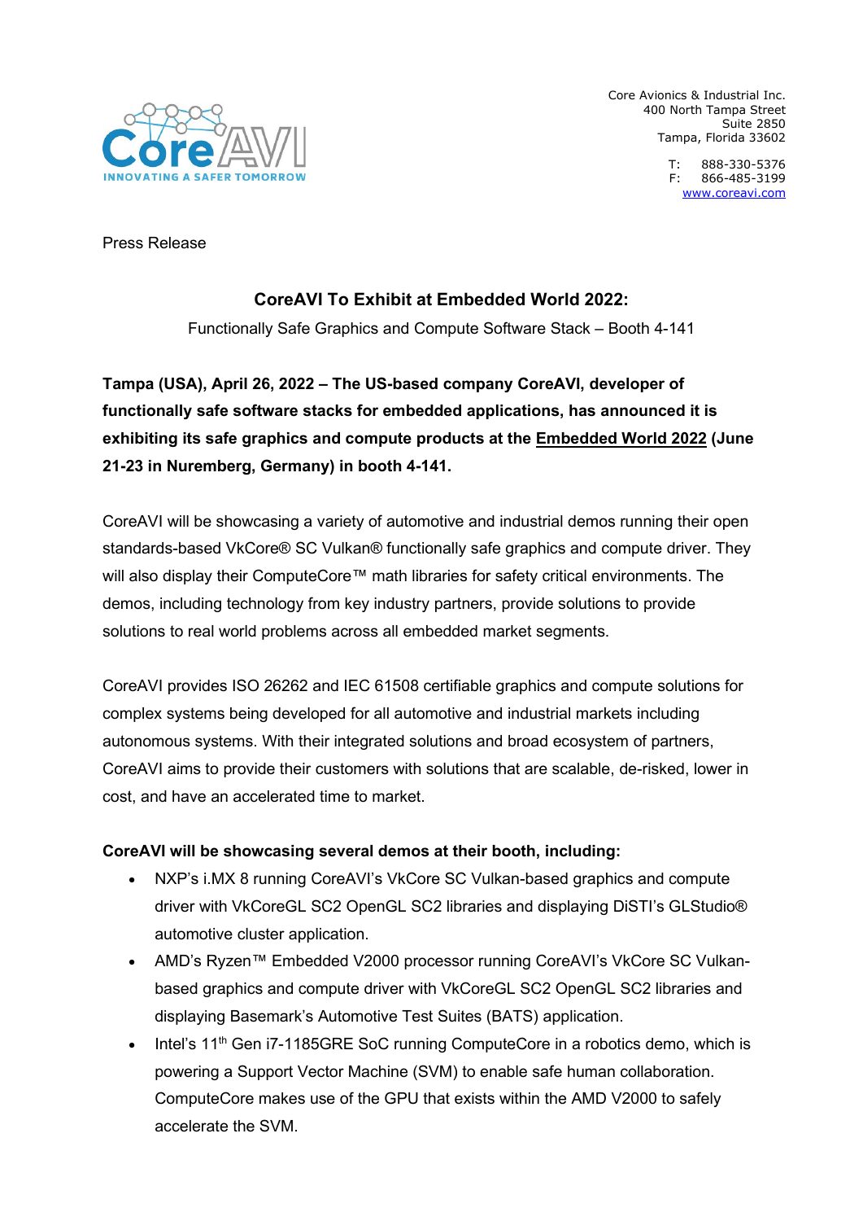Core Avionics & Industrial Inc.
400 North Tampa Street
Suite 2850
Tampa, Florida 33602

T: 888-330-5376
F: 866-485-3199
www.coreavi.com

Press Release

## CoreAVI To Exhibit at Embedded World 2022:

Functionally Safe Graphics and Compute Software Stack – Booth 4-141

**Tampa (USA), April 26, 2022 – The US-based company CoreAVI, developer of functionally safe software stacks for embedded applications, has announced it is exhibiting its safe graphics and compute products at the Embedded World 2022 (June 21-23 in Nuremberg, Germany) in booth 4-141.**

CoreAVI will be showcasing a variety of automotive and industrial demos running their open standards-based VkCore® SC Vulkan® functionally safe graphics and compute driver. They will also display their ComputeCore™ math libraries for safety critical environments. The demos, including technology from key industry partners, provide solutions to provide solutions to real world problems across all embedded market segments.

CoreAVI provides ISO 26262 and IEC 61508 certifiable graphics and compute solutions for complex systems being developed for all automotive and industrial markets including autonomous systems. With their integrated solutions and broad ecosystem of partners, CoreAVI aims to provide their customers with solutions that are scalable, de-risked, lower in cost, and have an accelerated time to market.

**CoreAVI will be showcasing several demos at their booth, including:**

- NXP's i.MX 8 running CoreAVI's VkCore SC Vulkan-based graphics and compute driver with VkCoreGL SC2 OpenGL SC2 libraries and displaying DiSTI's GLStudio® automotive cluster application.
- AMD's Ryzen™ Embedded V2000 processor running CoreAVI's VkCore SC Vulkan-based graphics and compute driver with VkCoreGL SC2 OpenGL SC2 libraries and displaying Basemark's Automotive Test Suites (BATS) application.
- Intel's 11th Gen i7-1185GRE SoC running ComputeCore in a robotics demo, which is powering a Support Vector Machine (SVM) to enable safe human collaboration. ComputeCore makes use of the GPU that exists within the AMD V2000 to safely accelerate the SVM.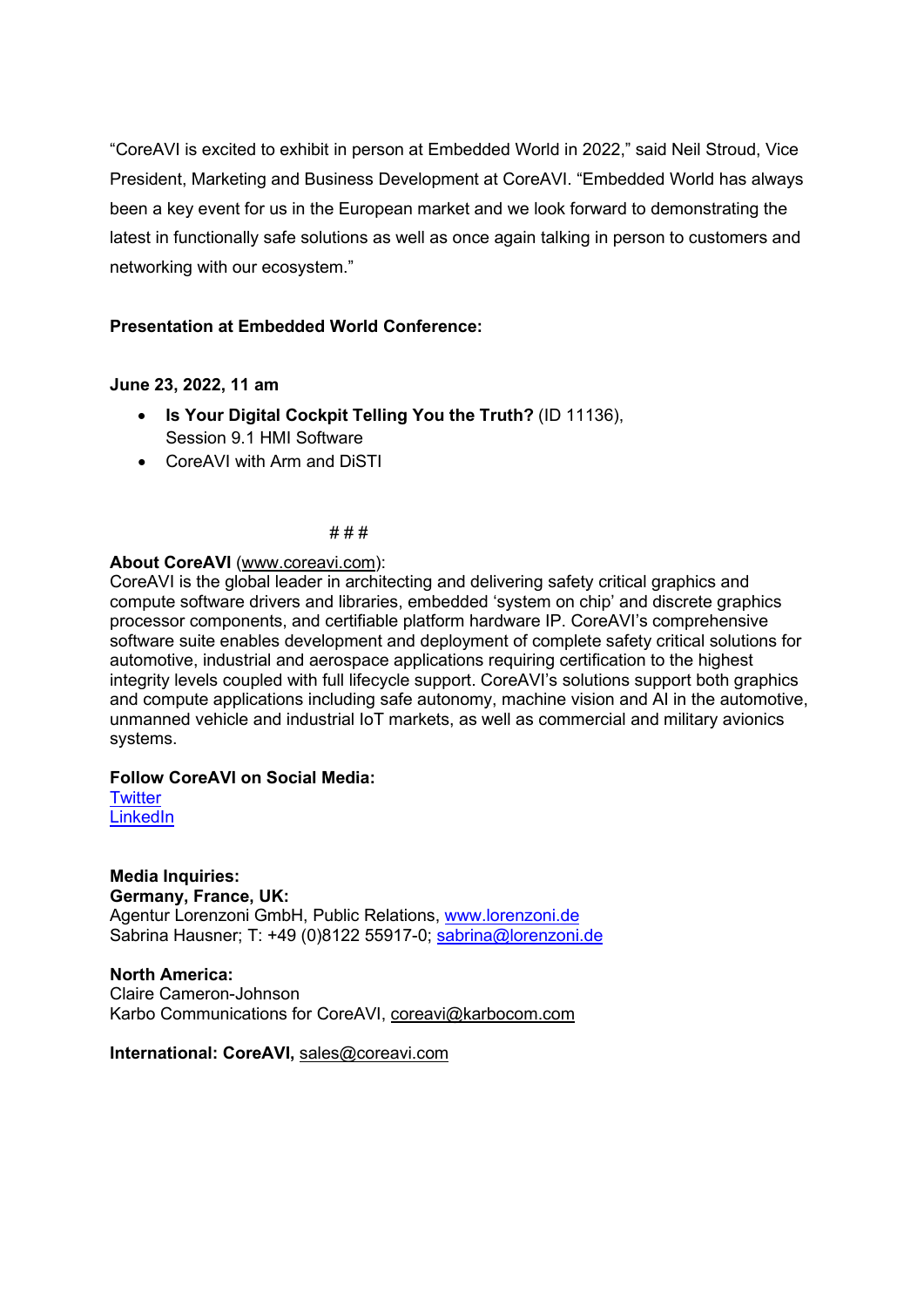“CoreAVI is excited to exhibit in person at Embedded World in 2022,” said Neil Stroud, Vice President, Marketing and Business Development at CoreAVI. “Embedded World has always been a key event for us in the European market and we look forward to demonstrating the latest in functionally safe solutions as well as once again talking in person to customers and networking with our ecosystem.”

**Presentation at Embedded World Conference:**

**June 23, 2022, 11 am**

- **Is Your Digital Cockpit Telling You the Truth?** (ID 11136), Session 9.1 HMI Software
- CoreAVI with Arm and DiSTI

###

**About CoreAVI** (www.coreavi.com):
CoreAVI is the global leader in architecting and delivering safety critical graphics and compute software drivers and libraries, embedded ‘system on chip’ and discrete graphics processor components, and certifiable platform hardware IP. CoreAVI’s comprehensive software suite enables development and deployment of complete safety critical solutions for automotive, industrial and aerospace applications requiring certification to the highest integrity levels coupled with full lifecycle support. CoreAVI’s solutions support both graphics and compute applications including safe autonomy, machine vision and AI in the automotive, unmanned vehicle and industrial IoT markets, as well as commercial and military avionics systems.

**Follow CoreAVI on Social Media:**
Twitter
LinkedIn

**Media Inquiries:**
**Germany, France, UK:**
Agentur Lorenzoni GmbH, Public Relations, www.lorenzoni.de
Sabrina Hausner; T: +49 (0)8122 55917-0; sabrina@lorenzoni.de

**North America:**
Claire Cameron-Johnson
Karbo Communications for CoreAVI, coreavi@karbocom.com

**International: CoreAVI,** sales@coreavi.com